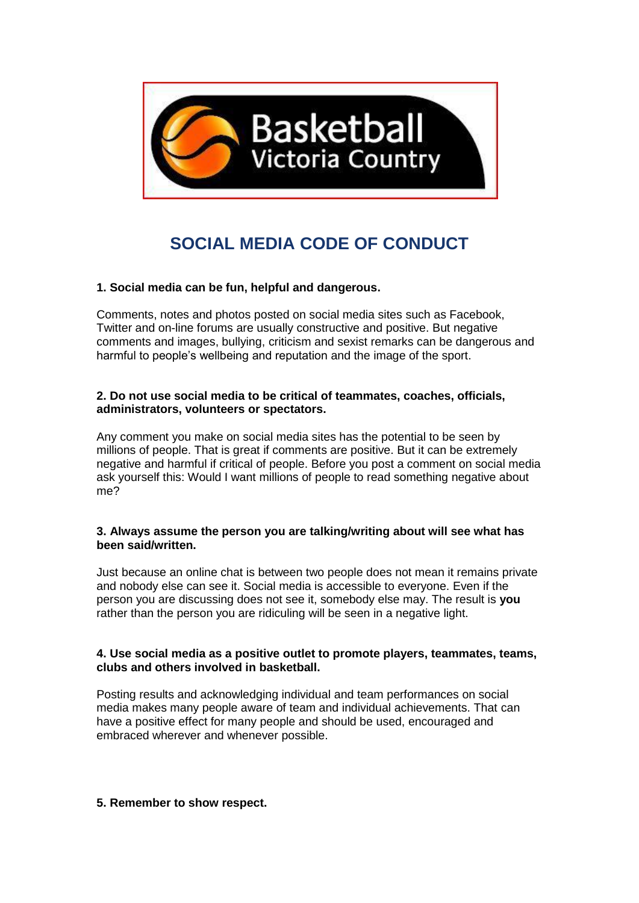Basketball Victoria Country

# SOCIAL MEDIA CODE OF CONDUCT

**1. Social media can be fun, helpful and dangerous.**

Comments, notes and photos posted on social media sites such as Facebook, Twitter and on-line forums are usually constructive and positive. But negative comments and images, bullying, criticism and sexist remarks can be dangerous and harmful to people's wellbeing and reputation and the image of the sport.

**2. Do not use social media to be critical of teammates, coaches, officials, administrators, volunteers or spectators.**

Any comment you make on social media sites has the potential to be seen by millions of people. That is great if comments are positive. But it can be extremely negative and harmful if critical of people. Before you post a comment on social media ask yourself this: Would I want millions of people to read something negative about me?

**3. Always assume the person you are talking/writing about will see what has been said/written.**

Just because an online chat is between two people does not mean it remains private and nobody else can see it. Social media is accessible to everyone. Even if the person you are discussing does not see it, somebody else may. The result is **you** rather than the person you are ridiculing will be seen in a negative light.

**4. Use social media as a positive outlet to promote players, teammates, teams, clubs and others involved in basketball.**

Posting results and acknowledging individual and team performances on social media makes many people aware of team and individual achievements. That can have a positive effect for many people and should be used, encouraged and embraced wherever and whenever possible.

**5. Remember to show respect.**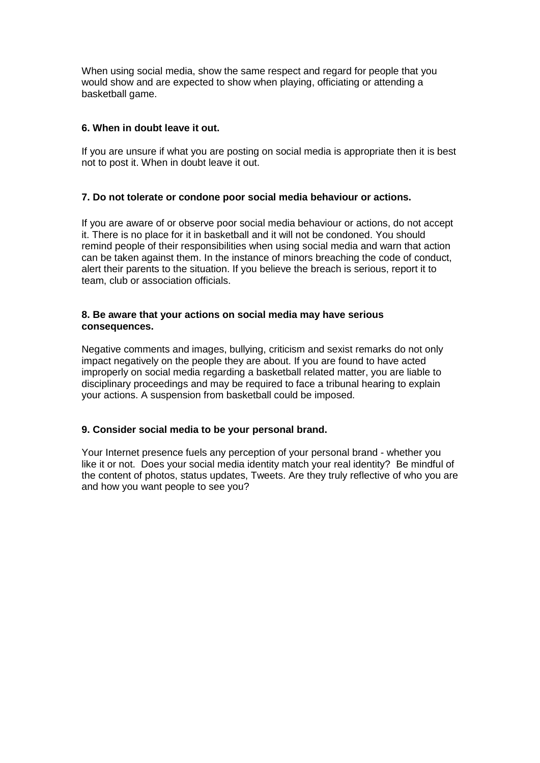When using social media, show the same respect and regard for people that you would show and are expected to show when playing, officiating or attending a basketball game.

**6. When in doubt leave it out.**

If you are unsure if what you are posting on social media is appropriate then it is best not to post it. When in doubt leave it out.

**7. Do not tolerate or condone poor social media behaviour or actions.**

If you are aware of or observe poor social media behaviour or actions, do not accept it. There is no place for it in basketball and it will not be condoned. You should remind people of their responsibilities when using social media and warn that action can be taken against them. In the instance of minors breaching the code of conduct, alert their parents to the situation. If you believe the breach is serious, report it to team, club or association officials.

**8. Be aware that your actions on social media may have serious consequences.**

Negative comments and images, bullying, criticism and sexist remarks do not only impact negatively on the people they are about. If you are found to have acted improperly on social media regarding a basketball related matter, you are liable to disciplinary proceedings and may be required to face a tribunal hearing to explain your actions. A suspension from basketball could be imposed.

**9. Consider social media to be your personal brand.**

Your Internet presence fuels any perception of your personal brand - whether you like it or not. Does your social media identity match your real identity? Be mindful of the content of photos, status updates, Tweets. Are they truly reflective of who you are and how you want people to see you?